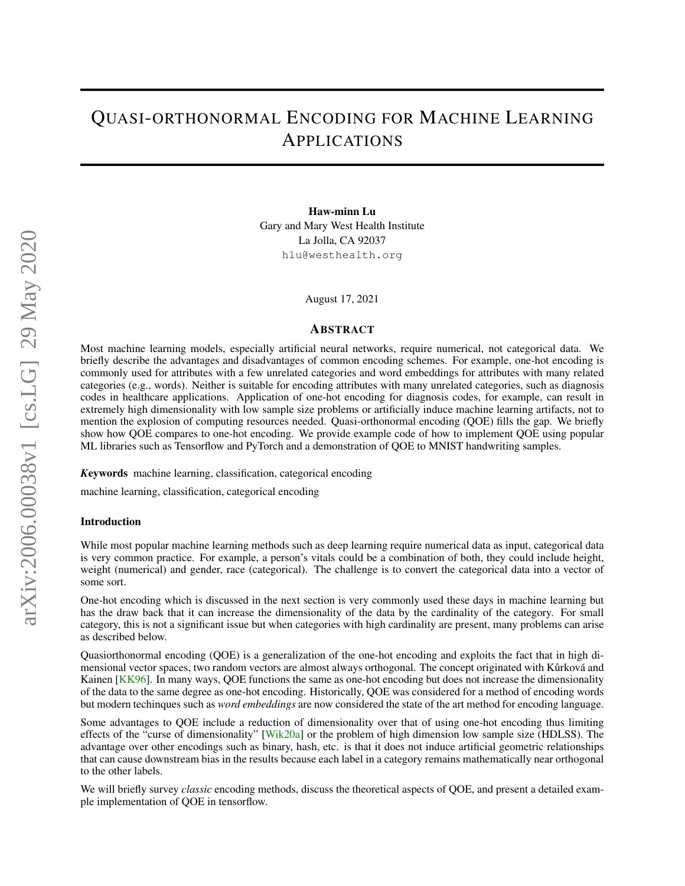# Quasi-orthonormal Encoding for Machine Learning Applications

**Haw-minn Lu**
Gary and Mary West Health Institute
La Jolla, CA 92037
hlu@westhealth.org

August 17, 2021

## Abstract

Most machine learning models, especially artificial neural networks, require numerical, not categorical data. We briefly describe the advantages and disadvantages of common encoding schemes. For example, one-hot encoding is commonly used for attributes with a few unrelated categories and word embeddings for attributes with many related categories (e.g., words). Neither is suitable for encoding attributes with many unrelated categories, such as diagnosis codes in healthcare applications. Application of one-hot encoding for diagnosis codes, for example, can result in extremely high dimensionality with low sample size problems or artificially induce machine learning artifacts, not to mention the explosion of computing resources needed. Quasi-orthonormal encoding (QOE) fills the gap. We briefly show how QOE compares to one-hot encoding. We provide example code of how to implement QOE using popular ML libraries such as Tensorflow and PyTorch and a demonstration of QOE to MNIST handwriting samples.

***Keywords*** machine learning, classification, categorical encoding

machine learning, classification, categorical encoding

### Introduction

While most popular machine learning methods such as deep learning require numerical data as input, categorical data is very common practice. For example, a person's vitals could be a combination of both, they could include height, weight (numerical) and gender, race (categorical). The challenge is to convert the categorical data into a vector of some sort.

One-hot encoding which is discussed in the next section is very commonly used these days in machine learning but has the draw back that it can increase the dimensionality of the data by the cardinality of the category. For small category, this is not a significant issue but when categories with high cardinality are present, many problems can arise as described below.

Quasiorthonormal encoding (QOE) is a generalization of the one-hot encoding and exploits the fact that in high dimensional vector spaces, two random vectors are almost always orthogonal. The concept originated with Kůrková and Kainen [KK96]. In many ways, QOE functions the same as one-hot encoding but does not increase the dimensionality of the data to the same degree as one-hot encoding. Historically, QOE was considered for a method of encoding words but modern techinques such as *word embeddings* are now considered the state of the art method for encoding language.

Some advantages to QOE include a reduction of dimensionality over that of using one-hot encoding thus limiting effects of the "curse of dimensionality" [Wik20a] or the problem of high dimension low sample size (HDLSS). The advantage over other encodings such as binary, hash, etc. is that it does not induce artificial geometric relationships that can cause downstream bias in the results because each label in a category remains mathematically near orthogonal to the other labels.

We will briefly survey *classic* encoding methods, discuss the theoretical aspects of QOE, and present a detailed example implementation of QOE in tensorflow.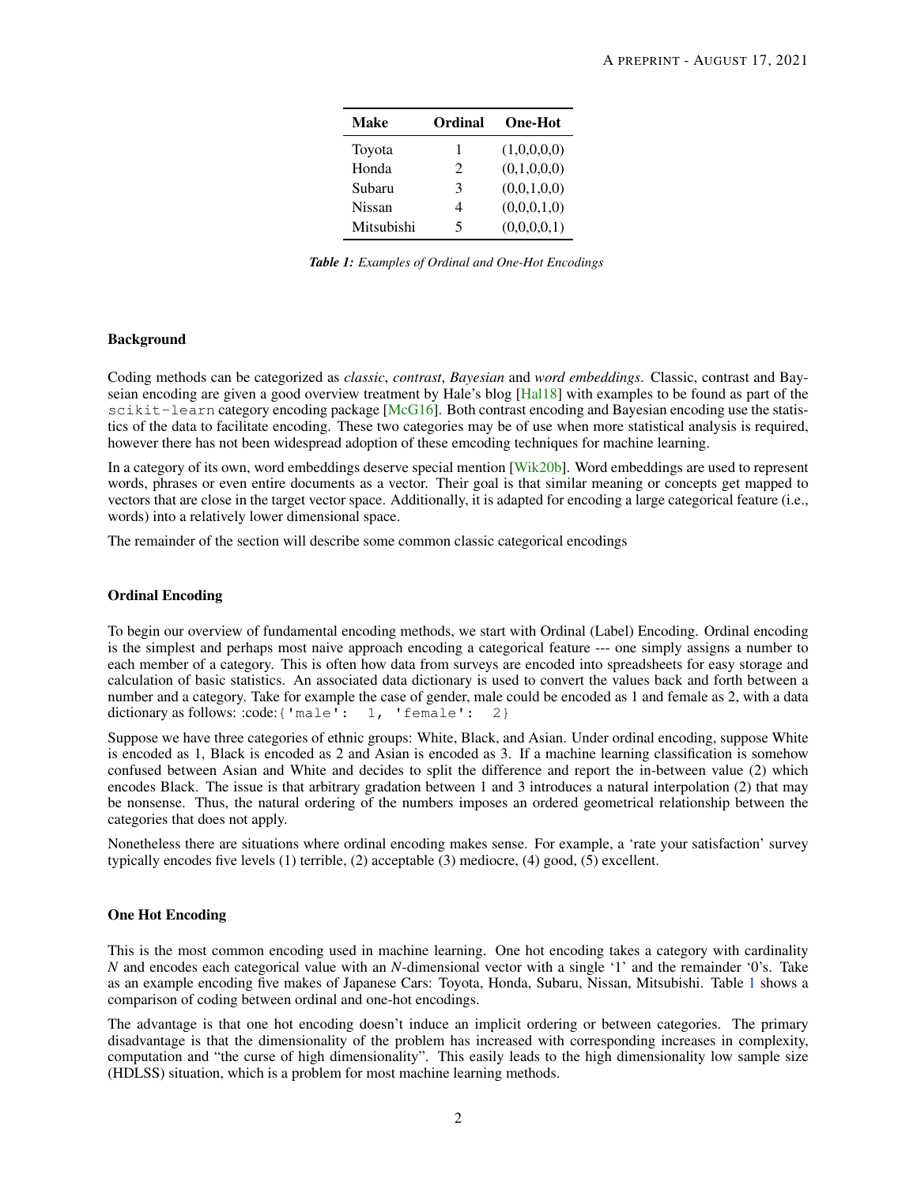| Make | Ordinal | One-Hot |
|---|---|---|
| Toyota | 1 | (1,0,0,0,0) |
| Honda | 2 | (0,1,0,0,0) |
| Subaru | 3 | (0,0,1,0,0) |
| Nissan | 4 | (0,0,0,1,0) |
| Mitsubishi | 5 | (0,0,0,0,1) |

***Table 1:*** *Examples of Ordinal and One-Hot Encodings*

### Background

Coding methods can be categorized as *classic*, *contrast*, *Bayesian* and *word embeddings*. Classic, contrast and Bayseian encoding are given a good overview treatment by Hale's blog [Hal18] with examples to be found as part of the `scikit-learn` category encoding package [McG16]. Both contrast encoding and Bayesian encoding use the statistics of the data to facilitate encoding. These two categories may be of use when more statistical analysis is required, however there has not been widespread adoption of these emcoding techniques for machine learning.

In a category of its own, word embeddings deserve special mention [Wik20b]. Word embeddings are used to represent words, phrases or even entire documents as a vector. Their goal is that similar meaning or concepts get mapped to vectors that are close in the target vector space. Additionally, it is adapted for encoding a large categorical feature (i.e., words) into a relatively lower dimensional space.

The remainder of the section will describe some common classic categorical encodings

### Ordinal Encoding

To begin our overview of fundamental encoding methods, we start with Ordinal (Label) Encoding. Ordinal encoding is the simplest and perhaps most naive approach encoding a categorical feature --- one simply assigns a number to each member of a category. This is often how data from surveys are encoded into spreadsheets for easy storage and calculation of basic statistics. An associated data dictionary is used to convert the values back and forth between a number and a category. Take for example the case of gender, male could be encoded as 1 and female as 2, with a data dictionary as follows: :code:`{'male': 1, 'female': 2}`

Suppose we have three categories of ethnic groups: White, Black, and Asian. Under ordinal encoding, suppose White is encoded as 1, Black is encoded as 2 and Asian is encoded as 3. If a machine learning classification is somehow confused between Asian and White and decides to split the difference and report the in-between value (2) which encodes Black. The issue is that arbitrary gradation between 1 and 3 introduces a natural interpolation (2) that may be nonsense. Thus, the natural ordering of the numbers imposes an ordered geometrical relationship between the categories that does not apply.

Nonetheless there are situations where ordinal encoding makes sense. For example, a 'rate your satisfaction' survey typically encodes five levels (1) terrible, (2) acceptable (3) mediocre, (4) good, (5) excellent.

### One Hot Encoding

This is the most common encoding used in machine learning. One hot encoding takes a category with cardinality $N$ and encodes each categorical value with an $N$-dimensional vector with a single '1' and the remainder '0's. Take as an example encoding five makes of Japanese Cars: Toyota, Honda, Subaru, Nissan, Mitsubishi. Table 1 shows a comparison of coding between ordinal and one-hot encodings.

The advantage is that one hot encoding doesn't induce an implicit ordering or between categories. The primary disadvantage is that the dimensionality of the problem has increased with corresponding increases in complexity, computation and "the curse of high dimensionality". This easily leads to the high dimensionality low sample size (HDLSS) situation, which is a problem for most machine learning methods.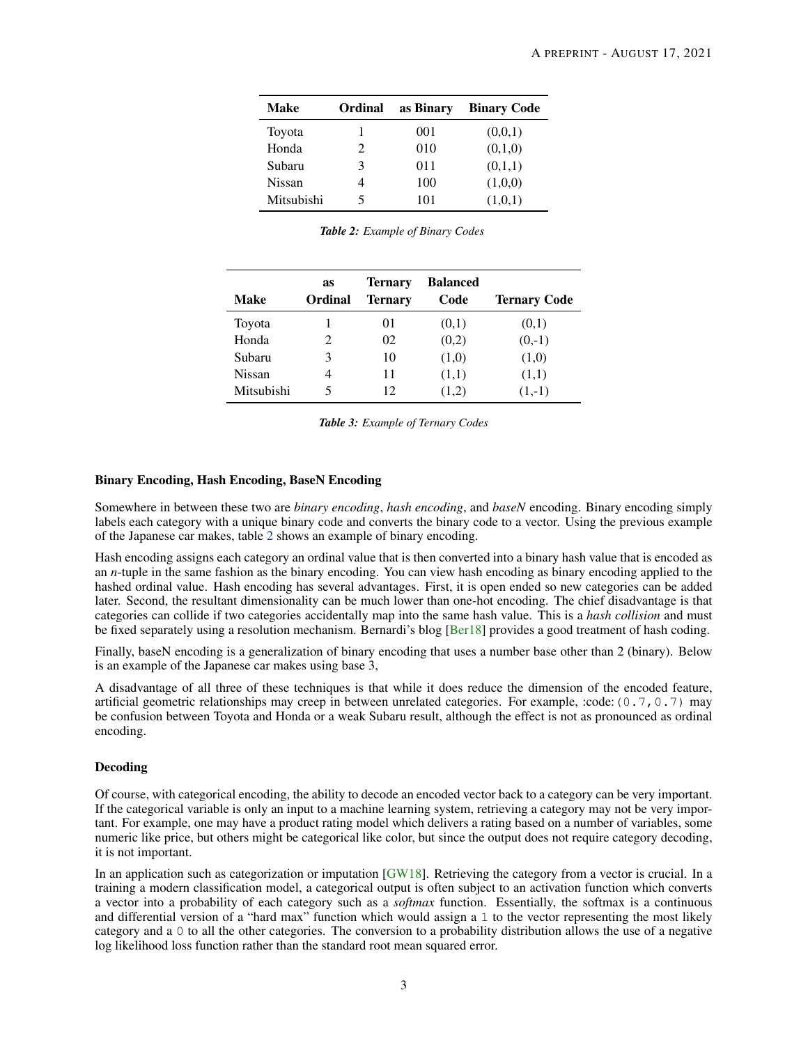| Make | Ordinal | as Binary | Binary Code |
|---|---|---|---|
| Toyota | 1 | 001 | (0,0,1) |
| Honda | 2 | 010 | (0,1,0) |
| Subaru | 3 | 011 | (0,1,1) |
| Nissan | 4 | 100 | (1,0,0) |
| Mitsubishi | 5 | 101 | (1,0,1) |

***Table 2:*** *Example of Binary Codes*

| Make | as Ordinal | Ternary Ternary | Balanced Code | Ternary Code |
|---|---|---|---|---|
| Toyota | 1 | 01 | (0,1) | (0,1) |
| Honda | 2 | 02 | (0,2) | (0,-1) |
| Subaru | 3 | 10 | (1,0) | (1,0) |
| Nissan | 4 | 11 | (1,1) | (1,1) |
| Mitsubishi | 5 | 12 | (1,2) | (1,-1) |

***Table 3:*** *Example of Ternary Codes*

### Binary Encoding, Hash Encoding, BaseN Encoding

Somewhere in between these two are *binary encoding*, *hash encoding*, and *baseN* encoding. Binary encoding simply labels each category with a unique binary code and converts the binary code to a vector. Using the previous example of the Japanese car makes, table 2 shows an example of binary encoding.

Hash encoding assigns each category an ordinal value that is then converted into a binary hash value that is encoded as an *n*-tuple in the same fashion as the binary encoding. You can view hash encoding as binary encoding applied to the hashed ordinal value. Hash encoding has several advantages. First, it is open ended so new categories can be added later. Second, the resultant dimensionality can be much lower than one-hot encoding. The chief disadvantage is that categories can collide if two categories accidentally map into the same hash value. This is a *hash collision* and must be fixed separately using a resolution mechanism. Bernardi's blog [Ber18] provides a good treatment of hash coding.

Finally, baseN encoding is a generalization of binary encoding that uses a number base other than 2 (binary). Below is an example of the Japanese car makes using base 3,

A disadvantage of all three of these techniques is that while it does reduce the dimension of the encoded feature, artificial geometric relationships may creep in between unrelated categories. For example, :code:`(0.7,0.7)` may be confusion between Toyota and Honda or a weak Subaru result, although the effect is not as pronounced as ordinal encoding.

### Decoding

Of course, with categorical encoding, the ability to decode an encoded vector back to a category can be very important. If the categorical variable is only an input to a machine learning system, retrieving a category may not be very important. For example, one may have a product rating model which delivers a rating based on a number of variables, some numeric like price, but others might be categorical like color, but since the output does not require category decoding, it is not important.

In an application such as categorization or imputation [GW18]. Retrieving the category from a vector is crucial. In a training a modern classification model, a categorical output is often subject to an activation function which converts a vector into a probability of each category such as a *softmax* function. Essentially, the softmax is a continuous and differential version of a "hard max" function which would assign a `1` to the vector representing the most likely category and a `0` to all the other categories. The conversion to a probability distribution allows the use of a negative log likelihood loss function rather than the standard root mean squared error.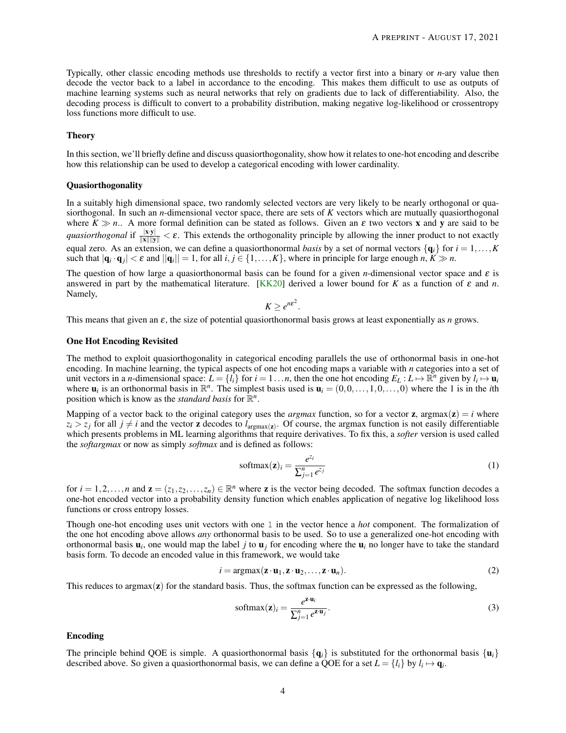Typically, other classic encoding methods use thresholds to rectify a vector first into a binary or $n$-ary value then decode the vector back to a label in accordance to the encoding. This makes them difficult to use as outputs of machine learning systems such as neural networks that rely on gradients due to lack of differentiability. Also, the decoding process is difficult to convert to a probability distribution, making negative log-likelihood or crossentropy loss functions more difficult to use.

### Theory

In this section, we'll briefly define and discuss quasiorthogonality, show how it relates to one-hot encoding and describe how this relationship can be used to develop a categorical encoding with lower cardinality.

### Quasiorthogonality

In a suitably high dimensional space, two randomly selected vectors are very likely to be nearly orthogonal or quasiorthogonal. In such an $n$-dimensional vector space, there are sets of $K$ vectors which are mutually quasiorthogonal where $K \gg n$.. A more formal definition can be stated as follows. Given an $\varepsilon$ two vectors $\mathbf{x}$ and $\mathbf{y}$ are said to be *quasiorthogonal* if $\frac{|\mathbf{x}\cdot\mathbf{y}|}{||\mathbf{x}||||\mathbf{y}||} < \varepsilon$. This extends the orthogonality principle by allowing the inner product to not exactly equal zero. As an extension, we can define a quasiorthonormal *basis* by a set of normal vectors $\{\mathbf{q}_i\}$ for $i = 1, \ldots, K$ such that $|\mathbf{q}_i \cdot \mathbf{q}_j| < \varepsilon$ and $||\mathbf{q}_i|| = 1$, for all $i, j \in \{1, \ldots, K\}$, where in principle for large enough $n$, $K \gg n$.

The question of how large a quasiorthonormal basis can be found for a given $n$-dimensional vector space and $\varepsilon$ is answered in part by the mathematical literature. [KK20] derived a lower bound for $K$ as a function of $\varepsilon$ and $n$. Namely,

$$K \geq e^{n\varepsilon^2}.$$

This means that given an $\varepsilon$, the size of potential quasiorthonormal basis grows at least exponentially as $n$ grows.

### One Hot Encoding Revisited

The method to exploit quasiorthogonality in categorical encoding parallels the use of orthonormal basis in one-hot encoding. In machine learning, the typical aspects of one hot encoding maps a variable with $n$ categories into a set of unit vectors in a $n$-dimensional space: $L = \{l_i\}$ for $i = 1 \ldots n$, then the one hot encoding $E_L : L \mapsto \mathbb{R}^n$ given by $l_i \mapsto \mathbf{u}_i$ where $\mathbf{u}_i$ is an orthonormal basis in $\mathbb{R}^n$. The simplest basis used is $\mathbf{u}_i = (0, 0, \ldots, 1, 0, \ldots, 0)$ where the 1 is in the $i$th position which is know as the *standard basis* for $\mathbb{R}^n$.

Mapping of a vector back to the original category uses the *argmax* function, so for a vector $\mathbf{z}$, $\text{argmax}(\mathbf{z}) = i$ where $z_i > z_j$ for all $j \neq i$ and the vector $\mathbf{z}$ decodes to $l_{\text{argmax}(\mathbf{z})}$. Of course, the argmax function is not easily differentiable which presents problems in ML learning algorithms that require derivatives. To fix this, a *softer* version is used called the *softargmax* or now as simply *softmax* and is defined as follows:

$$\text{softmax}(\mathbf{z})_i = \frac{e^{z_i}}{\sum_{j=1}^{n} e^{z_j}} \tag{1}$$

for $i = 1, 2, \ldots, n$ and $\mathbf{z} = (z_1, z_2, \ldots, z_n) \in \mathbb{R}^n$ where $\mathbf{z}$ is the vector being decoded. The softmax function decodes a one-hot encoded vector into a probability density function which enables application of negative log likelihood loss functions or cross entropy losses.

Though one-hot encoding uses unit vectors with one `1` in the vector hence a *hot* component. The formalization of the one hot encoding above allows *any* orthonormal basis to be used. So to use a generalized one-hot encoding with orthonormal basis $\mathbf{u}_i$, one would map the label $j$ to $\mathbf{u}_j$ for encoding where the $\mathbf{u}_i$ no longer have to take the standard basis form. To decode an encoded value in this framework, we would take

$$i = \text{argmax}(\mathbf{z}\cdot\mathbf{u}_1, \mathbf{z}\cdot\mathbf{u}_2, \ldots, \mathbf{z}\cdot\mathbf{u}_n). \tag{2}$$

This reduces to argmax($\mathbf{z}$) for the standard basis. Thus, the softmax function can be expressed as the following,

$$\text{softmax}(\mathbf{z})_i = \frac{e^{\mathbf{z}\cdot\mathbf{u}_i}}{\sum_{j=1}^{n} e^{\mathbf{z}\cdot\mathbf{u}_j}}. \tag{3}$$

### Encoding

The principle behind QOE is simple. A quasiorthonormal basis $\{\mathbf{q}_i\}$ is substituted for the orthonormal basis $\{\mathbf{u}_i\}$ described above. So given a quasiorthonormal basis, we can define a QOE for a set $L = \{l_i\}$ by $l_i \mapsto \mathbf{q}_i$.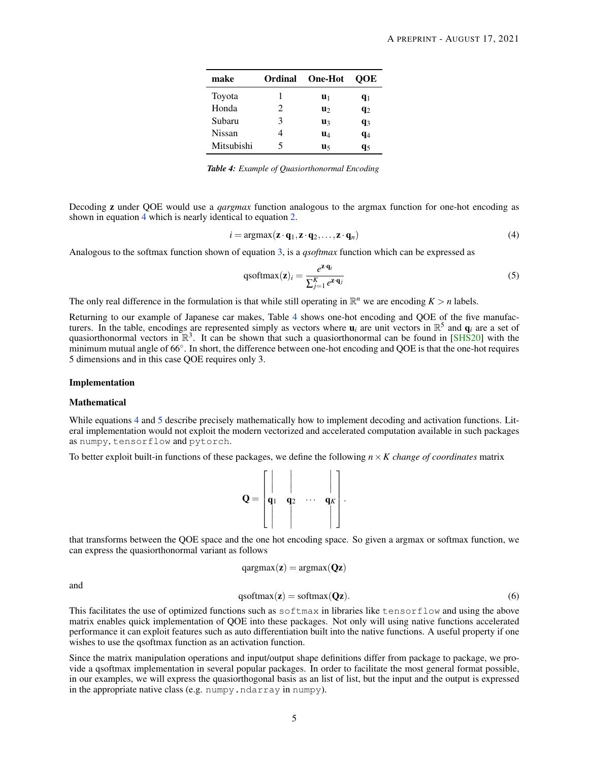| make | Ordinal | One-Hot | QOE |
|---|---|---|---|
| Toyota | 1 | $\mathbf{u}_1$ | $\mathbf{q}_1$ |
| Honda | 2 | $\mathbf{u}_2$ | $\mathbf{q}_2$ |
| Subaru | 3 | $\mathbf{u}_3$ | $\mathbf{q}_3$ |
| Nissan | 4 | $\mathbf{u}_4$ | $\mathbf{q}_4$ |
| Mitsubishi | 5 | $\mathbf{u}_5$ | $\mathbf{q}_5$ |

***Table 4:*** *Example of Quasiorthonormal Encoding*

Decoding $\mathbf{z}$ under QOE would use a *qargmax* function analogous to the argmax function for one-hot encoding as shown in equation 4 which is nearly identical to equation 2.

$$i = \operatorname{argmax}(\mathbf{z} \cdot \mathbf{q}_1, \mathbf{z} \cdot \mathbf{q}_2, \ldots, \mathbf{z} \cdot \mathbf{q}_n) \tag{4}$$

Analogous to the softmax function shown of equation 3, is a *qsoftmax* function which can be expressed as

$$\operatorname{qsoftmax}(\mathbf{z})_i = \frac{e^{\mathbf{z} \cdot \mathbf{q}_i}}{\sum_{j=1}^{K} e^{\mathbf{z} \cdot \mathbf{q}_j}} \tag{5}$$

The only real difference in the formulation is that while still operating in $\mathbb{R}^n$ we are encoding $K > n$ labels.

Returning to our example of Japanese car makes, Table 4 shows one-hot encoding and QOE of the five manufacturers. In the table, encodings are represented simply as vectors where $\mathbf{u}_i$ are unit vectors in $\mathbb{R}^5$ and $\mathbf{q}_i$ are a set of quasiorthonormal vectors in $\mathbb{R}^3$. It can be shown that such a quasiorthonormal can be found in [SHS20] with the minimum mutual angle of 66°. In short, the difference between one-hot encoding and QOE is that the one-hot requires 5 dimensions and in this case QOE requires only 3.

### Implementation

#### Mathematical

While equations 4 and 5 describe precisely mathematically how to implement decoding and activation functions. Literal implementation would not exploit the modern vectorized and accelerated computation available in such packages as `numpy`, `tensorflow` and `pytorch`.

To better exploit built-in functions of these packages, we define the following $n \times K$ *change of coordinates* matrix

$$\mathbf{Q} = \begin{bmatrix} | & | & & | \\ \mathbf{q}_1 & \mathbf{q}_2 & \cdots & \mathbf{q}_K \\ | & | & & | \end{bmatrix}.$$

that transforms between the QOE space and the one hot encoding space. So given a argmax or softmax function, we can express the quasiorthonormal variant as follows

$$\operatorname{qargmax}(\mathbf{z}) = \operatorname{argmax}(\mathbf{Q}\mathbf{z})$$

and

$$\operatorname{qsoftmax}(\mathbf{z}) = \operatorname{softmax}(\mathbf{Q}\mathbf{z}). \tag{6}$$

This facilitates the use of optimized functions such as `softmax` in libraries like `tensorflow` and using the above matrix enables quick implementation of QOE into these packages. Not only will using native functions accelerated performance it can exploit features such as auto differentiation built into the native functions. A useful property if one wishes to use the qsoftmax function as an activation function.

Since the matrix manipulation operations and input/output shape definitions differ from package to package, we provide a qsoftmax implementation in several popular packages. In order to facilitate the most general format possible, in our examples, we will express the quasiorthogonal basis as an list of list, but the input and the output is expressed in the appropriate native class (e.g. `numpy.ndarray` in `numpy`).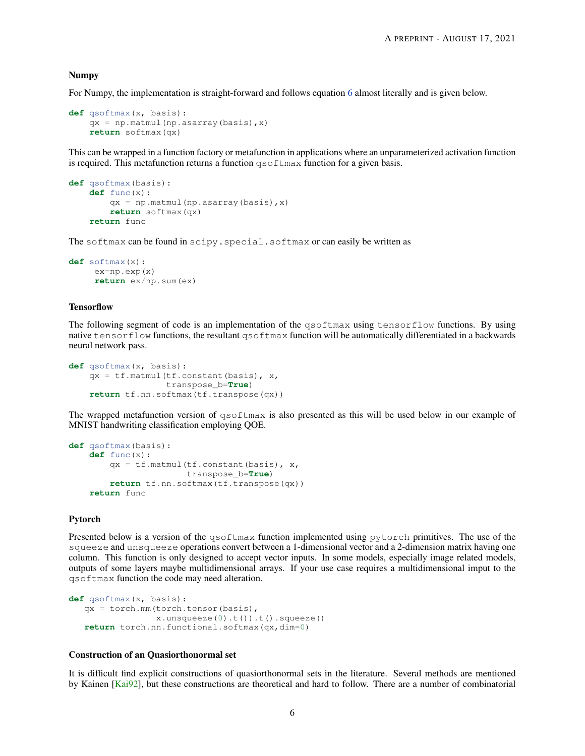### Numpy

For Numpy, the implementation is straight-forward and follows equation 6 almost literally and is given below.

```
def qsoftmax(x, basis):
    qx = np.matmul(np.asarray(basis),x)
    return softmax(qx)
```

This can be wrapped in a function factory or metafunction in applications where an unparameterized activation function is required. This metafunction returns a function `qsoftmax` function for a given basis.

```
def qsoftmax(basis):
    def func(x):
        qx = np.matmul(np.asarray(basis),x)
        return softmax(qx)
    return func
```

The `softmax` can be found in `scipy.special.softmax` or can easily be written as

```
def softmax(x):
     ex=np.exp(x)
     return ex/np.sum(ex)
```

### Tensorflow

The following segment of code is an implementation of the `qsoftmax` using `tensorflow` functions. By using native `tensorflow` functions, the resultant `qsoftmax` function will be automatically differentiated in a backwards neural network pass.

```
def qsoftmax(x, basis):
    qx = tf.matmul(tf.constant(basis), x,
                   transpose_b=True)
    return tf.nn.softmax(tf.transpose(qx))
```

The wrapped metafunction version of `qsoftmax` is also presented as this will be used below in our example of MNIST handwriting classification employing QOE.

```
def qsoftmax(basis):
    def func(x):
        qx = tf.matmul(tf.constant(basis), x,
                       transpose_b=True)
        return tf.nn.softmax(tf.transpose(qx))
    return func
```

### Pytorch

Presented below is a version of the `qsoftmax` function implemented using `pytorch` primitives. The use of the `squeeze` and `unsqueeze` operations convert between a 1-dimensional vector and a 2-dimension matrix having one column. This function is only designed to accept vector inputs. In some models, especially image related models, outputs of some layers maybe multidimensional arrays. If your use case requires a multidimensional imput to the `qsoftmax` function the code may need alteration.

```
def qsoftmax(x, basis):
   qx = torch.mm(torch.tensor(basis),
                 x.unsqueeze(0).t()).t().squeeze()
   return torch.nn.functional.softmax(qx,dim=0)
```

### Construction of an Quasiorthonormal set

It is difficult find explicit constructions of quasiorthonormal sets in the literature. Several methods are mentioned by Kainen [Kai92], but these constructions are theoretical and hard to follow. There are a number of combinatorial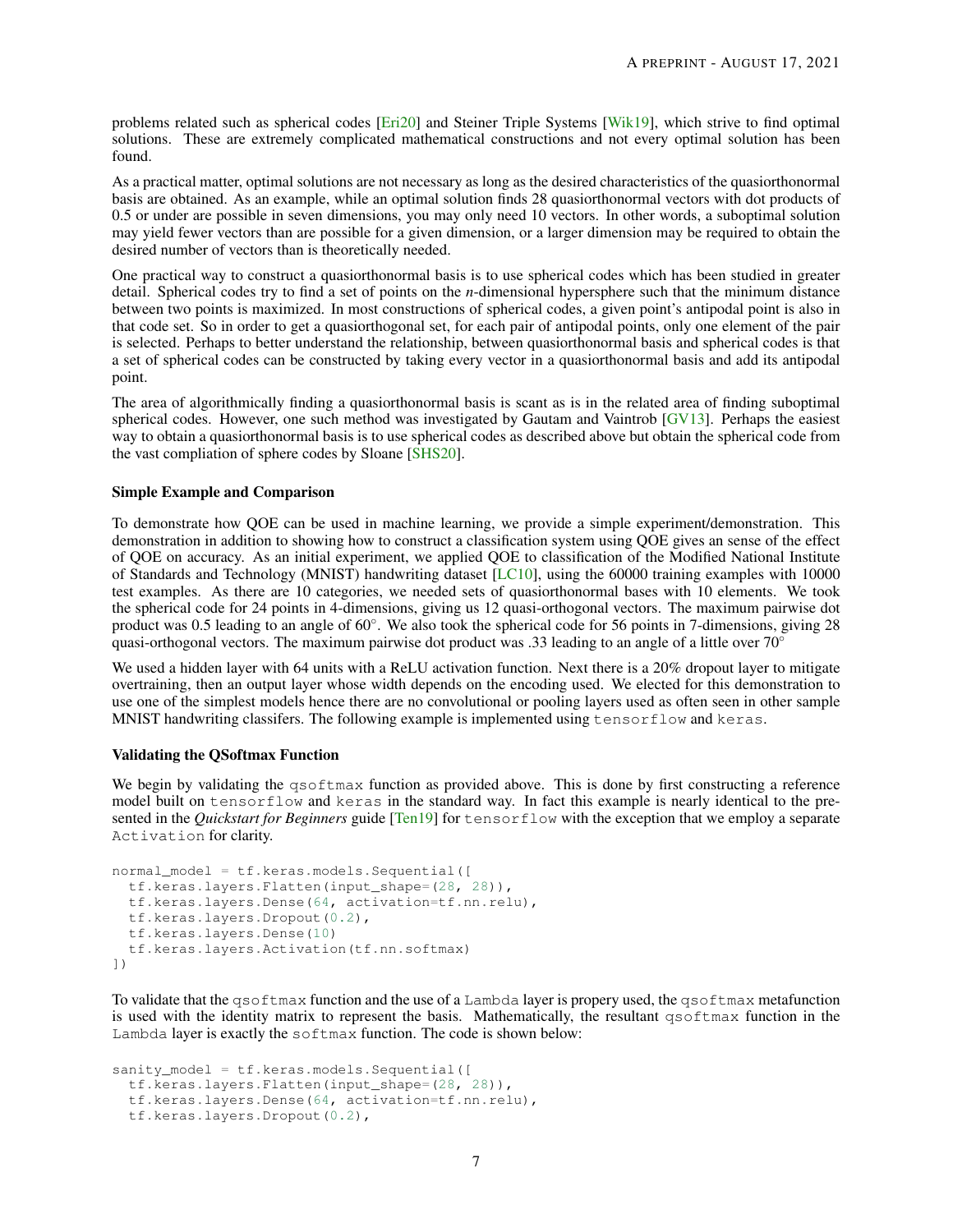problems related such as spherical codes [Eri20] and Steiner Triple Systems [Wik19], which strive to find optimal solutions. These are extremely complicated mathematical constructions and not every optimal solution has been found.

As a practical matter, optimal solutions are not necessary as long as the desired characteristics of the quasiorthonormal basis are obtained. As an example, while an optimal solution finds 28 quasiorthonormal vectors with dot products of 0.5 or under are possible in seven dimensions, you may only need 10 vectors. In other words, a suboptimal solution may yield fewer vectors than are possible for a given dimension, or a larger dimension may be required to obtain the desired number of vectors than is theoretically needed.

One practical way to construct a quasiorthonormal basis is to use spherical codes which has been studied in greater detail. Spherical codes try to find a set of points on the *n*-dimensional hypersphere such that the minimum distance between two points is maximized. In most constructions of spherical codes, a given point's antipodal point is also in that code set. So in order to get a quasiorthogonal set, for each pair of antipodal points, only one element of the pair is selected. Perhaps to better understand the relationship, between quasiorthonormal basis and spherical codes is that a set of spherical codes can be constructed by taking every vector in a quasiorthonormal basis and add its antipodal point.

The area of algorithmically finding a quasiorthonormal basis is scant as is in the related area of finding suboptimal spherical codes. However, one such method was investigated by Gautam and Vaintrob [GV13]. Perhaps the easiest way to obtain a quasiorthonormal basis is to use spherical codes as described above but obtain the spherical code from the vast compliation of sphere codes by Sloane [SHS20].

### Simple Example and Comparison

To demonstrate how QOE can be used in machine learning, we provide a simple experiment/demonstration. This demonstration in addition to showing how to construct a classification system using QOE gives an sense of the effect of QOE on accuracy. As an initial experiment, we applied QOE to classification of the Modified National Institute of Standards and Technology (MNIST) handwriting dataset [LC10], using the 60000 training examples with 10000 test examples. As there are 10 categories, we needed sets of quasiorthonormal bases with 10 elements. We took the spherical code for 24 points in 4-dimensions, giving us 12 quasi-orthogonal vectors. The maximum pairwise dot product was 0.5 leading to an angle of 60°. We also took the spherical code for 56 points in 7-dimensions, giving 28 quasi-orthogonal vectors. The maximum pairwise dot product was .33 leading to an angle of a little over 70°

We used a hidden layer with 64 units with a ReLU activation function. Next there is a 20% dropout layer to mitigate overtraining, then an output layer whose width depends on the encoding used. We elected for this demonstration to use one of the simplest models hence there are no convolutional or pooling layers used as often seen in other sample MNIST handwriting classifers. The following example is implemented using `tensorflow` and `keras`.

### Validating the QSoftmax Function

We begin by validating the `qsoftmax` function as provided above. This is done by first constructing a reference model built on `tensorflow` and `keras` in the standard way. In fact this example is nearly identical to the pre-sented in the ***Quickstart for Beginners*** guide [Ten19] for `tensorflow` with the exception that we employ a separate `Activation` for clarity.

```
normal_model = tf.keras.models.Sequential([
  tf.keras.layers.Flatten(input_shape=(28, 28)),
  tf.keras.layers.Dense(64, activation=tf.nn.relu),
  tf.keras.layers.Dropout(0.2),
  tf.keras.layers.Dense(10)
  tf.keras.layers.Activation(tf.nn.softmax)
])
```

To validate that the `qsoftmax` function and the use of a `Lambda` layer is propery used, the `qsoftmax` metafunction is used with the identity matrix to represent the basis. Mathematically, the resultant `qsoftmax` function in the `Lambda` layer is exactly the `softmax` function. The code is shown below:

```
sanity_model = tf.keras.models.Sequential([
  tf.keras.layers.Flatten(input_shape=(28, 28)),
  tf.keras.layers.Dense(64, activation=tf.nn.relu),
  tf.keras.layers.Dropout(0.2),
```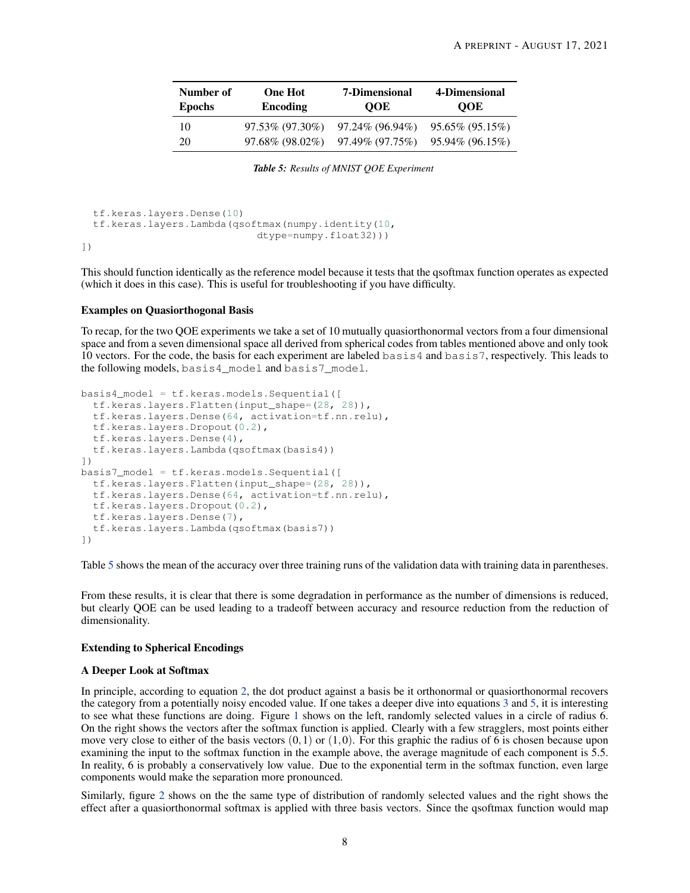| Number of Epochs | One Hot Encoding | 7-Dimensional QOE | 4-Dimensional QOE |
|---|---|---|---|
| 10 | 97.53% (97.30%) | 97.24% (96.94%) | 95.65% (95.15%) |
| 20 | 97.68% (98.02%) | 97.49% (97.75%) | 95.94% (96.15%) |

***Table 5:** Results of MNIST QOE Experiment*

```
  tf.keras.layers.Dense(10)
  tf.keras.layers.Lambda(qsoftmax(numpy.identity(10,
                             dtype=numpy.float32)))
])
```

This should function identically as the reference model because it tests that the qsoftmax function operates as expected (which it does in this case). This is useful for troubleshooting if you have difficulty.

**Examples on Quasiorthogonal Basis**

To recap, for the two QOE experiments we take a set of 10 mutually quasiorthonormal vectors from a four dimensional space and from a seven dimensional space all derived from spherical codes from tables mentioned above and only took 10 vectors. For the code, the basis for each experiment are labeled `basis4` and `basis7`, respectively. This leads to the following models, `basis4_model` and `basis7_model`.

```
basis4_model = tf.keras.models.Sequential([
  tf.keras.layers.Flatten(input_shape=(28, 28)),
  tf.keras.layers.Dense(64, activation=tf.nn.relu),
  tf.keras.layers.Dropout(0.2),
  tf.keras.layers.Dense(4),
  tf.keras.layers.Lambda(qsoftmax(basis4))
])
basis7_model = tf.keras.models.Sequential([
  tf.keras.layers.Flatten(input_shape=(28, 28)),
  tf.keras.layers.Dense(64, activation=tf.nn.relu),
  tf.keras.layers.Dropout(0.2),
  tf.keras.layers.Dense(7),
  tf.keras.layers.Lambda(qsoftmax(basis7))
])
```

Table 5 shows the mean of the accuracy over three training runs of the validation data with training data in parentheses.

From these results, it is clear that there is some degradation in performance as the number of dimensions is reduced, but clearly QOE can be used leading to a tradeoff between accuracy and resource reduction from the reduction of dimensionality.

**Extending to Spherical Encodings**

**A Deeper Look at Softmax**

In principle, according to equation 2, the dot product against a basis be it orthonormal or quasiorthonormal recovers the category from a potentially noisy encoded value. If one takes a deeper dive into equations 3 and 5, it is interesting to see what these functions are doing. Figure 1 shows on the left, randomly selected values in a circle of radius 6. On the right shows the vectors after the softmax function is applied. Clearly with a few stragglers, most points either move very close to either of the basis vectors $(0, 1)$ or $(1, 0)$. For this graphic the radius of 6 is chosen because upon examining the input to the softmax function in the example above, the average magnitude of each component is 5.5. In reality, 6 is probably a conservatively low value. Due to the exponential term in the softmax function, even large components would make the separation more pronounced.

Similarly, figure 2 shows on the the same type of distribution of randomly selected values and the right shows the effect after a quasiorthonormal softmax is applied with three basis vectors. Since the qsoftmax function would map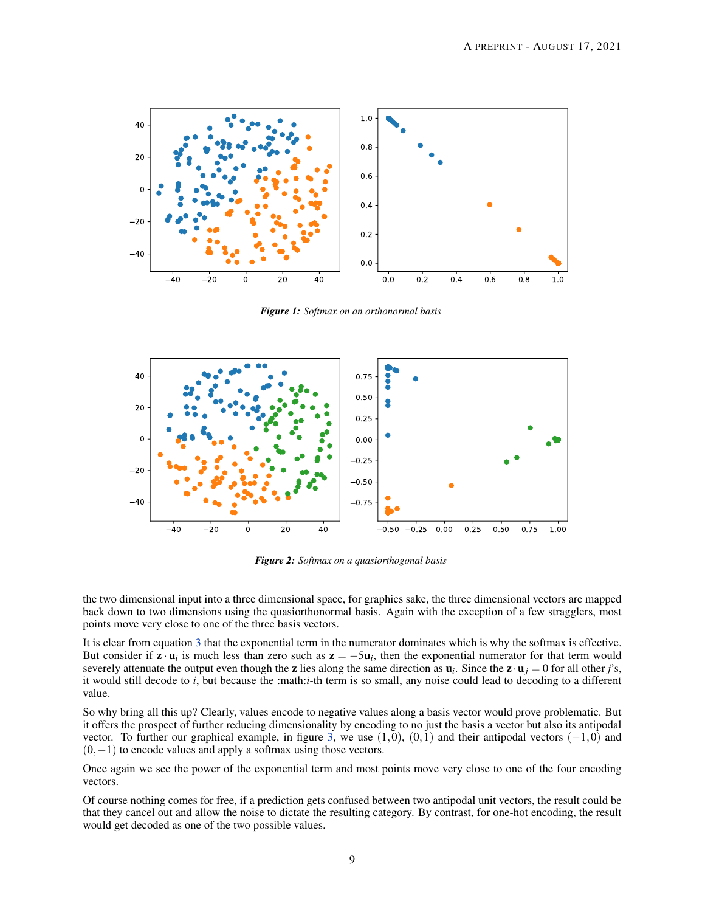*Figure 1: Softmax on an orthonormal basis*

*Figure 2: Softmax on a quasiorthogonal basis*

the two dimensional input into a three dimensional space, for graphics sake, the three dimensional vectors are mapped back down to two dimensions using the quasiorthonormal basis. Again with the exception of a few stragglers, most points move very close to one of the three basis vectors.

It is clear from equation 3 that the exponential term in the numerator dominates which is why the softmax is effective. But consider if $\mathbf{z} \cdot \mathbf{u}_i$ is much less than zero such as $\mathbf{z} = -5\mathbf{u}_i$, then the exponential numerator for that term would severely attenuate the output even though the $\mathbf{z}$ lies along the same direction as $\mathbf{u}_i$. Since the $\mathbf{z} \cdot \mathbf{u}_j = 0$ for all other $j$'s, it would still decode to $i$, but because the :math:$i$-th term is so small, any noise could lead to decoding to a different value.

So why bring all this up? Clearly, values encode to negative values along a basis vector would prove problematic. But it offers the prospect of further reducing dimensionality by encoding to no just the basis a vector but also its antipodal vector. To further our graphical example, in figure 3, we use $(1, 0)$, $(0, 1)$ and their antipodal vectors $(-1, 0)$ and $(0, -1)$ to encode values and apply a softmax using those vectors.

Once again we see the power of the exponential term and most points move very close to one of the four encoding vectors.

Of course nothing comes for free, if a prediction gets confused between two antipodal unit vectors, the result could be that they cancel out and allow the noise to dictate the resulting category. By contrast, for one-hot encoding, the result would get decoded as one of the two possible values.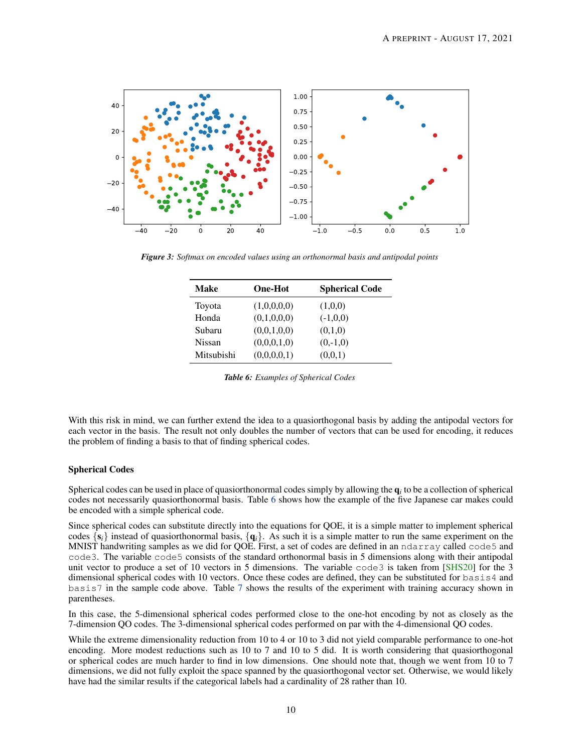*Figure 3: Softmax on encoded values using an orthonormal basis and antipodal points*

| Make | One-Hot | Spherical Code |
|---|---|---|
| Toyota | (1,0,0,0,0) | (1,0,0) |
| Honda | (0,1,0,0,0) | (-1,0,0) |
| Subaru | (0,0,1,0,0) | (0,1,0) |
| Nissan | (0,0,0,1,0) | (0,-1,0) |
| Mitsubishi | (0,0,0,0,1) | (0,0,1) |

*Table 6: Examples of Spherical Codes*

With this risk in mind, we can further extend the idea to a quasiorthogonal basis by adding the antipodal vectors for each vector in the basis. The result not only doubles the number of vectors that can be used for encoding, it reduces the problem of finding a basis to that of finding spherical codes.

### Spherical Codes

Spherical codes can be used in place of quasiorthonormal codes simply by allowing the $\mathbf{q}_i$ to be a collection of spherical codes not necessarily quasiorthonormal basis. Table 6 shows how the example of the five Japanese car makes could be encoded with a simple spherical code.

Since spherical codes can substitute directly into the equations for QOE, it is a simple matter to implement spherical codes $\{\mathbf{s}_i\}$ instead of quasiorthonormal basis, $\{\mathbf{q}_i\}$. As such it is a simple matter to run the same experiment on the MNIST handwriting samples as we did for QOE. First, a set of codes are defined in an `ndarray` called `code5` and `code3`. The variable `code5` consists of the standard orthonormal basis in 5 dimensions along with their antipodal unit vector to produce a set of 10 vectors in 5 dimensions. The variable `code3` is taken from [SHS20] for the 3 dimensional spherical codes with 10 vectors. Once these codes are defined, they can be substituted for `basis4` and `basis7` in the sample code above. Table 7 shows the results of the experiment with training accuracy shown in parentheses.

In this case, the 5-dimensional spherical codes performed close to the one-hot encoding by not as closely as the 7-dimension QO codes. The 3-dimensional spherical codes performed on par with the 4-dimensional QO codes.

While the extreme dimensionality reduction from 10 to 4 or 10 to 3 did not yield comparable performance to one-hot encoding. More modest reductions such as 10 to 7 and 10 to 5 did. It is worth considering that quasiorthogonal or spherical codes are much harder to find in low dimensions. One should note that, though we went from 10 to 7 dimensions, we did not fully exploit the space spanned by the quasiorthogonal vector set. Otherwise, we would likely have had the similar results if the categorical labels had a cardinality of 28 rather than 10.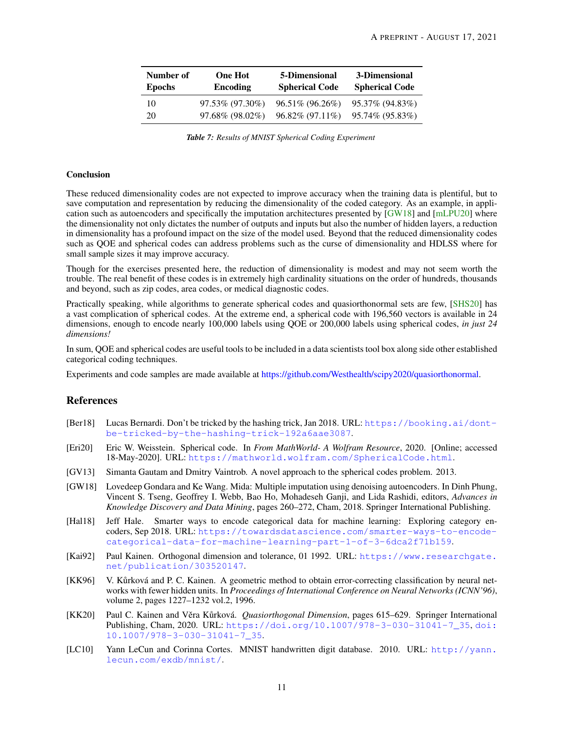| Number of Epochs | One Hot Encoding | 5-Dimensional Spherical Code | 3-Dimensional Spherical Code |
|---|---|---|---|
| 10 | 97.53% (97.30%) | 96.51% (96.26%) | 95.37% (94.83%) |
| 20 | 97.68% (98.02%) | 96.82% (97.11%) | 95.74% (95.83%) |

***Table 7:*** *Results of MNIST Spherical Coding Experiment*

**Conclusion**

These reduced dimensionality codes are not expected to improve accuracy when the training data is plentiful, but to save computation and representation by reducing the dimensionality of the coded category. As an example, in application such as autoencoders and specifically the imputation architectures presented by [GW18] and [mLPU20] where the dimensionality not only dictates the number of outputs and inputs but also the number of hidden layers, a reduction in dimensionality has a profound impact on the size of the model used. Beyond that the reduced dimensionality codes such as QOE and spherical codes can address problems such as the curse of dimensionality and HDLSS where for small sample sizes it may improve accuracy.

Though for the exercises presented here, the reduction of dimensionality is modest and may not seem worth the trouble. The real benefit of these codes is in extremely high cardinality situations on the order of hundreds, thousands and beyond, such as zip codes, area codes, or medical diagnostic codes.

Practically speaking, while algorithms to generate spherical codes and quasiorthonormal sets are few, [SHS20] has a vast complication of spherical codes. At the extreme end, a spherical code with 196,560 vectors is available in 24 dimensions, enough to encode nearly 100,000 labels using QOE or 200,000 labels using spherical codes, *in just 24 dimensions!*

In sum, QOE and spherical codes are useful tools to be included in a data scientists tool box along side other established categorical coding techniques.

Experiments and code samples are made available at https://github.com/Westhealth/scipy2020/quasiorthonormal.

## References

[Ber18] Lucas Bernardi. Don't be tricked by the hashing trick, Jan 2018. URL: https://booking.ai/dont-be-tricked-by-the-hashing-trick-192a6aae3087.

[Eri20] Eric W. Weisstein. Spherical code. In *From MathWorld- A Wolfram Resource*, 2020. [Online; accessed 18-May-2020]. URL: https://mathworld.wolfram.com/SphericalCode.html.

[GV13] Simanta Gautam and Dmitry Vaintrob. A novel approach to the spherical codes problem. 2013.

[GW18] Lovedeep Gondara and Ke Wang. Mida: Multiple imputation using denoising autoencoders. In Dinh Phung, Vincent S. Tseng, Geoffrey I. Webb, Bao Ho, Mohadeseh Ganji, and Lida Rashidi, editors, *Advances in Knowledge Discovery and Data Mining*, pages 260–272, Cham, 2018. Springer International Publishing.

[Hal18] Jeff Hale. Smarter ways to encode categorical data for machine learning: Exploring category encoders, Sep 2018. URL: https://towardsdatascience.com/smarter-ways-to-encode-categorical-data-for-machine-learning-part-1-of-3-6dca2f71b159.

[Kai92] Paul Kainen. Orthogonal dimension and tolerance, 01 1992. URL: https://www.researchgate.net/publication/303520147.

[KK96] V. Kůrková and P. C. Kainen. A geometric method to obtain error-correcting classification by neural networks with fewer hidden units. In *Proceedings of International Conference on Neural Networks (ICNN'96)*, volume 2, pages 1227–1232 vol.2, 1996.

[KK20] Paul C. Kainen and Věra Kůrková. *Quasiorthogonal Dimension*, pages 615–629. Springer International Publishing, Cham, 2020. URL: https://doi.org/10.1007/978-3-030-31041-7_35, doi:10.1007/978-3-030-31041-7_35.

[LC10] Yann LeCun and Corinna Cortes. MNIST handwritten digit database. 2010. URL: http://yann.lecun.com/exdb/mnist/.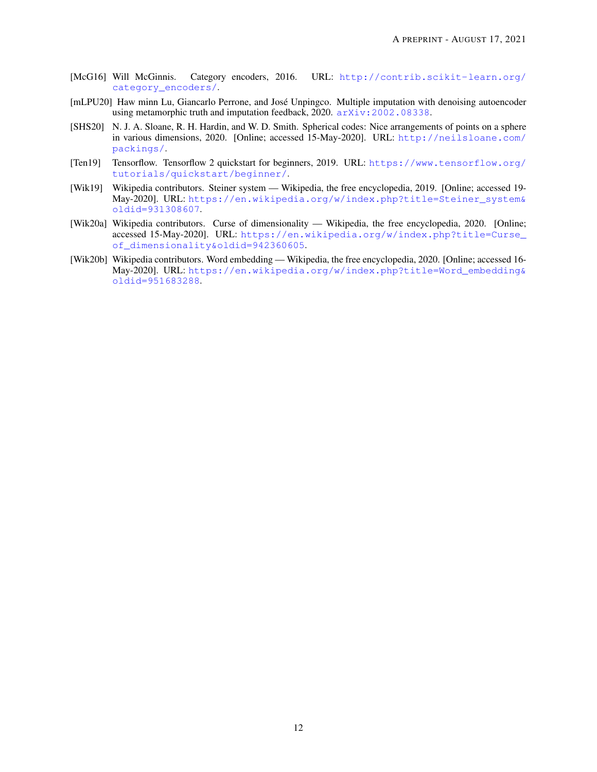[McG16] Will McGinnis. Category encoders, 2016. URL: http://contrib.scikit-learn.org/category_encoders/.

[mLPU20] Haw minn Lu, Giancarlo Perrone, and José Unpingco. Multiple imputation with denoising autoencoder using metamorphic truth and imputation feedback, 2020. arXiv:2002.08338.

[SHS20] N. J. A. Sloane, R. H. Hardin, and W. D. Smith. Spherical codes: Nice arrangements of points on a sphere in various dimensions, 2020. [Online; accessed 15-May-2020]. URL: http://neilsloane.com/packings/.

[Ten19] Tensorflow. Tensorflow 2 quickstart for beginners, 2019. URL: https://www.tensorflow.org/tutorials/quickstart/beginner/.

[Wik19] Wikipedia contributors. Steiner system — Wikipedia, the free encyclopedia, 2019. [Online; accessed 19-May-2020]. URL: https://en.wikipedia.org/w/index.php?title=Steiner_system&oldid=931308607.

[Wik20a] Wikipedia contributors. Curse of dimensionality — Wikipedia, the free encyclopedia, 2020. [Online; accessed 15-May-2020]. URL: https://en.wikipedia.org/w/index.php?title=Curse_of_dimensionality&oldid=942360605.

[Wik20b] Wikipedia contributors. Word embedding — Wikipedia, the free encyclopedia, 2020. [Online; accessed 16-May-2020]. URL: https://en.wikipedia.org/w/index.php?title=Word_embedding&oldid=951683288.